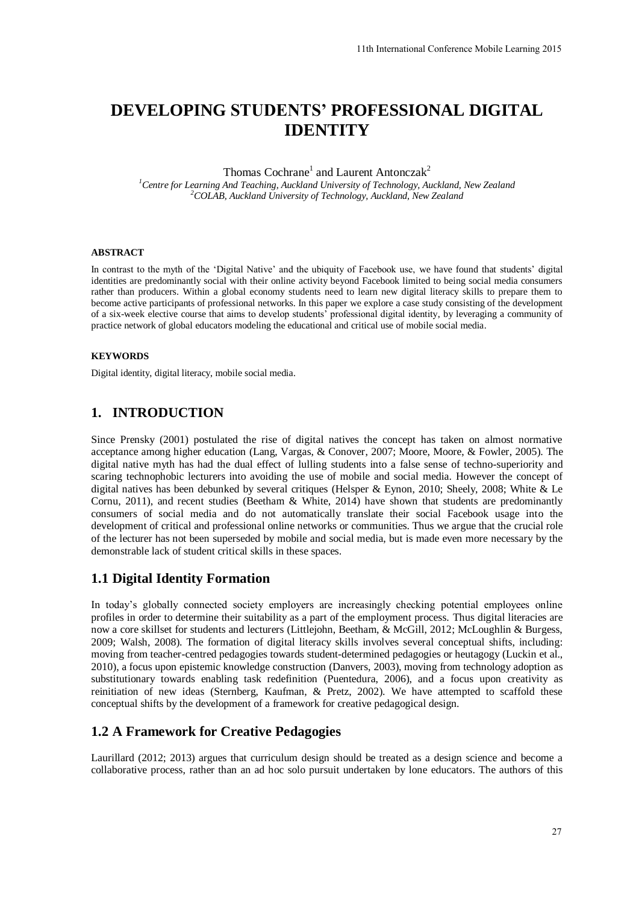# DEVELOPING STUDENTS' PROFESSIONAL DIGITAL IDENTITY

Thomas Cochrane[1] and Laurent Antonczak[2]

[1]*Centre for Learning And Teaching, Auckland University of Technology, Auckland, New Zealand*
[2]*COLAB, Auckland University of Technology, Auckland, New Zealand*

#### ABSTRACT

In contrast to the myth of the 'Digital Native' and the ubiquity of Facebook use, we have found that students' digital identities are predominantly social with their online activity beyond Facebook limited to being social media consumers rather than producers. Within a global economy students need to learn new digital literacy skills to prepare them to become active participants of professional networks. In this paper we explore a case study consisting of the development of a six-week elective course that aims to develop students' professional digital identity, by leveraging a community of practice network of global educators modeling the educational and critical use of mobile social media.

#### KEYWORDS

Digital identity, digital literacy, mobile social media.

## 1. INTRODUCTION

Since Prensky (2001) postulated the rise of digital natives the concept has taken on almost normative acceptance among higher education (Lang, Vargas, & Conover, 2007; Moore, Moore, & Fowler, 2005). The digital native myth has had the dual effect of lulling students into a false sense of techno-superiority and scaring technophobic lecturers into avoiding the use of mobile and social media. However the concept of digital natives has been debunked by several critiques (Helsper & Eynon, 2010; Sheely, 2008; White & Le Cornu, 2011), and recent studies (Beetham & White, 2014) have shown that students are predominantly consumers of social media and do not automatically translate their social Facebook usage into the development of critical and professional online networks or communities. Thus we argue that the crucial role of the lecturer has not been superseded by mobile and social media, but is made even more necessary by the demonstrable lack of student critical skills in these spaces.

### 1.1 Digital Identity Formation

In today's globally connected society employers are increasingly checking potential employees online profiles in order to determine their suitability as a part of the employment process. Thus digital literacies are now a core skillset for students and lecturers (Littlejohn, Beetham, & McGill, 2012; McLoughlin & Burgess, 2009; Walsh, 2008). The formation of digital literacy skills involves several conceptual shifts, including: moving from teacher-centred pedagogies towards student-determined pedagogies or heutagogy (Luckin et al., 2010), a focus upon epistemic knowledge construction (Danvers, 2003), moving from technology adoption as substitutionary towards enabling task redefinition (Puentedura, 2006), and a focus upon creativity as reinitiation of new ideas (Sternberg, Kaufman, & Pretz, 2002). We have attempted to scaffold these conceptual shifts by the development of a framework for creative pedagogical design.

### 1.2 A Framework for Creative Pedagogies

Laurillard (2012; 2013) argues that curriculum design should be treated as a design science and become a collaborative process, rather than an ad hoc solo pursuit undertaken by lone educators. The authors of this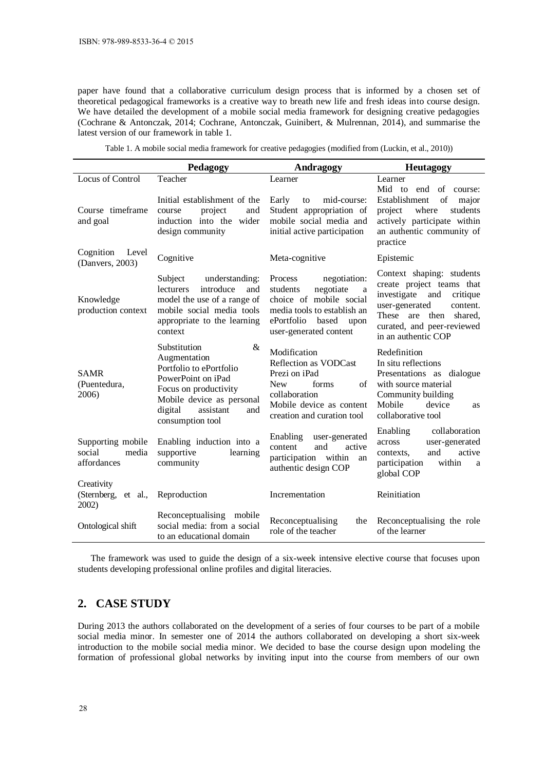paper have found that a collaborative curriculum design process that is informed by a chosen set of theoretical pedagogical frameworks is a creative way to breath new life and fresh ideas into course design. We have detailed the development of a mobile social media framework for designing creative pedagogies (Cochrane & Antonczak, 2014; Cochrane, Antonczak, Guinibert, & Mulrennan, 2014), and summarise the latest version of our framework in table 1.

Table 1. A mobile social media framework for creative pedagogies (modified from (Luckin, et al., 2010))

| | Pedagogy | Andragogy | Heutagogy |
|---|---|---|---|
| Locus of Control | Teacher | Learner | Learner |
| Course timeframe and goal | Initial establishment of the course project and induction into the wider design community | Early to mid-course: Student appropriation of mobile social media and initial active participation | Mid to end of course: Establishment of major project where students actively participate within an authentic community of practice |
| Cognition Level (Danvers, 2003) | Cognitive | Meta-cognitive | Epistemic |
| Knowledge production context | Subject understanding: lecturers introduce and model the use of a range of mobile social media tools appropriate to the learning context | Process negotiation: students negotiate a choice of mobile social media tools to establish an ePortfolio based upon user-generated content | Context shaping: students create project teams that investigate and critique user-generated content. These are then shared, curated, and peer-reviewed in an authentic COP |
| SAMR (Puentedura, 2006) | Substitution & Augmentation<br>Portfolio to ePortfolio<br>PowerPoint on iPad<br>Focus on productivity<br>Mobile device as personal digital assistant and consumption tool | Modification<br>Reflection as VODCast<br>Prezi on iPad<br>New forms of collaboration<br>Mobile device as content creation and curation tool | Redefinition<br>In situ reflections<br>Presentations as dialogue with source material<br>Community building<br>Mobile device as collaborative tool |
| Supporting mobile social media affordances | Enabling induction into a supportive learning community | Enabling user-generated content and active participation within an authentic design COP | Enabling collaboration across user-generated contexts, and active participation within a global COP |
| Creativity (Sternberg, et al., 2002) | Reproduction | Incrementation | Reinitiation |
| Ontological shift | Reconceptualising mobile social media: from a social to an educational domain | Reconceptualising the role of the teacher | Reconceptualising the role of the learner |

The framework was used to guide the design of a six-week intensive elective course that focuses upon students developing professional online profiles and digital literacies.

## 2. CASE STUDY

During 2013 the authors collaborated on the development of a series of four courses to be part of a mobile social media minor. In semester one of 2014 the authors collaborated on developing a short six-week introduction to the mobile social media minor. We decided to base the course design upon modeling the formation of professional global networks by inviting input into the course from members of our own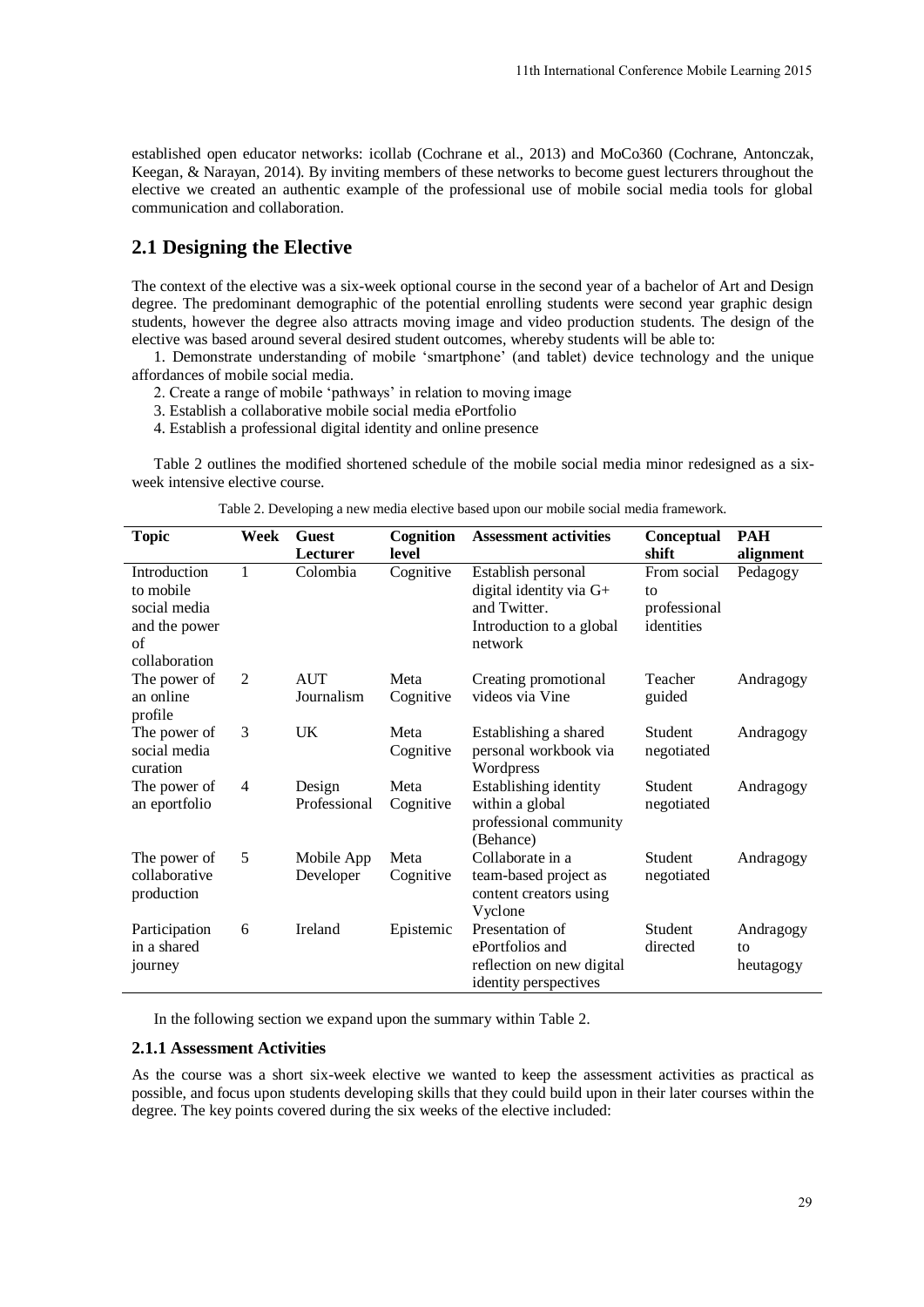established open educator networks: icollab (Cochrane et al., 2013) and MoCo360 (Cochrane, Antonczak, Keegan, & Narayan, 2014). By inviting members of these networks to become guest lecturers throughout the elective we created an authentic example of the professional use of mobile social media tools for global communication and collaboration.

## 2.1 Designing the Elective

The context of the elective was a six-week optional course in the second year of a bachelor of Art and Design degree. The predominant demographic of the potential enrolling students were second year graphic design students, however the degree also attracts moving image and video production students. The design of the elective was based around several desired student outcomes, whereby students will be able to:

1. Demonstrate understanding of mobile 'smartphone' (and tablet) device technology and the unique affordances of mobile social media.
2. Create a range of mobile 'pathways' in relation to moving image
3. Establish a collaborative mobile social media ePortfolio
4. Establish a professional digital identity and online presence

Table 2 outlines the modified shortened schedule of the mobile social media minor redesigned as a six-week intensive elective course.

Table 2. Developing a new media elective based upon our mobile social media framework.

| Topic | Week | Guest Lecturer | Cognition level | Assessment activities | Conceptual shift | PAH alignment |
|---|---|---|---|---|---|---|
| Introduction to mobile social media and the power of collaboration | 1 | Colombia | Cognitive | Establish personal digital identity via G+ and Twitter. Introduction to a global network | From social to professional identities | Pedagogy |
| The power of an online profile | 2 | AUT Journalism | Meta Cognitive | Creating promotional videos via Vine | Teacher guided | Andragogy |
| The power of social media curation | 3 | UK | Meta Cognitive | Establishing a shared personal workbook via Wordpress | Student negotiated | Andragogy |
| The power of an eportfolio | 4 | Design Professional | Meta Cognitive | Establishing identity within a global professional community (Behance) | Student negotiated | Andragogy |
| The power of collaborative production | 5 | Mobile App Developer | Meta Cognitive | Collaborate in a team-based project as content creators using Vyclone | Student negotiated | Andragogy |
| Participation in a shared journey | 6 | Ireland | Epistemic | Presentation of ePortfolios and reflection on new digital identity perspectives | Student directed | Andragogy to heutagogy |

In the following section we expand upon the summary within Table 2.

### 2.1.1 Assessment Activities

As the course was a short six-week elective we wanted to keep the assessment activities as practical as possible, and focus upon students developing skills that they could build upon in their later courses within the degree. The key points covered during the six weeks of the elective included: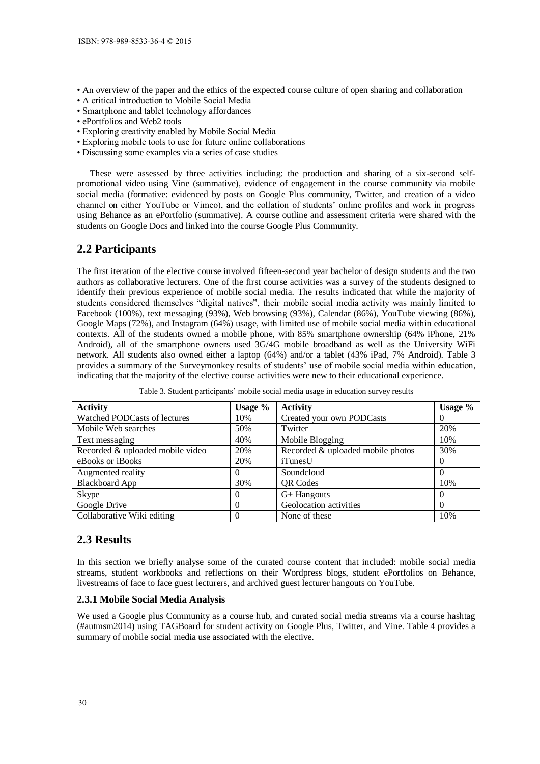- An overview of the paper and the ethics of the expected course culture of open sharing and collaboration
- A critical introduction to Mobile Social Media
- Smartphone and tablet technology affordances
- ePortfolios and Web2 tools
- Exploring creativity enabled by Mobile Social Media
- Exploring mobile tools to use for future online collaborations
- Discussing some examples via a series of case studies

These were assessed by three activities including: the production and sharing of a six-second self-promotional video using Vine (summative), evidence of engagement in the course community via mobile social media (formative: evidenced by posts on Google Plus community, Twitter, and creation of a video channel on either YouTube or Vimeo), and the collation of students' online profiles and work in progress using Behance as an ePortfolio (summative). A course outline and assessment criteria were shared with the students on Google Docs and linked into the course Google Plus Community.

## 2.2 Participants

The first iteration of the elective course involved fifteen-second year bachelor of design students and the two authors as collaborative lecturers. One of the first course activities was a survey of the students designed to identify their previous experience of mobile social media. The results indicated that while the majority of students considered themselves "digital natives", their mobile social media activity was mainly limited to Facebook (100%), text messaging (93%), Web browsing (93%), Calendar (86%), YouTube viewing (86%), Google Maps (72%), and Instagram (64%) usage, with limited use of mobile social media within educational contexts. All of the students owned a mobile phone, with 85% smartphone ownership (64% iPhone, 21% Android), all of the smartphone owners used 3G/4G mobile broadband as well as the University WiFi network. All students also owned either a laptop (64%) and/or a tablet (43% iPad, 7% Android). Table 3 provides a summary of the Surveymonkey results of students' use of mobile social media within education, indicating that the majority of the elective course activities were new to their educational experience.

Table 3. Student participants' mobile social media usage in education survey results

| Activity | Usage % | Activity | Usage % |
|---|---|---|---|
| Watched PODCasts of lectures | 10% | Created your own PODCasts | 0 |
| Mobile Web searches | 50% | Twitter | 20% |
| Text messaging | 40% | Mobile Blogging | 10% |
| Recorded & uploaded mobile video | 20% | Recorded & uploaded mobile photos | 30% |
| eBooks or iBooks | 20% | iTunesU | 0 |
| Augmented reality | 0 | Soundcloud | 0 |
| Blackboard App | 30% | QR Codes | 10% |
| Skype | 0 | G+ Hangouts | 0 |
| Google Drive | 0 | Geolocation activities | 0 |
| Collaborative Wiki editing | 0 | None of these | 10% |

## 2.3 Results

In this section we briefly analyse some of the curated course content that included: mobile social media streams, student workbooks and reflections on their Wordpress blogs, student ePortfolios on Behance, livestreams of face to face guest lecturers, and archived guest lecturer hangouts on YouTube.

### 2.3.1 Mobile Social Media Analysis

We used a Google plus Community as a course hub, and curated social media streams via a course hashtag (#autmsm2014) using TAGBoard for student activity on Google Plus, Twitter, and Vine. Table 4 provides a summary of mobile social media use associated with the elective.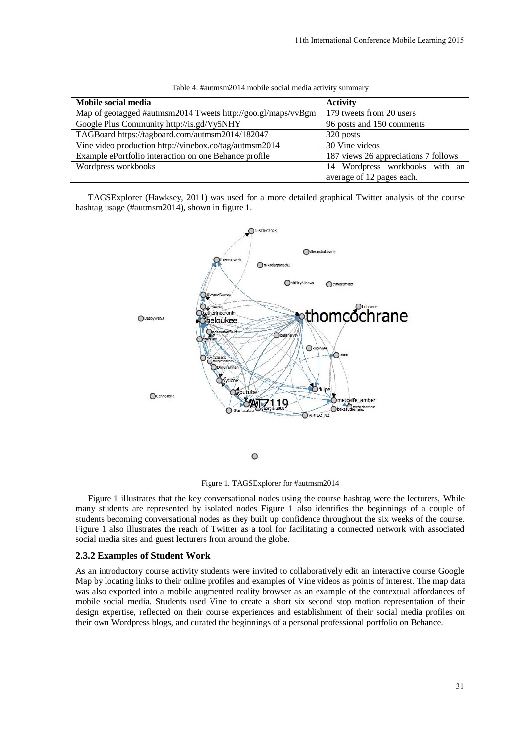Table 4. #autmsm2014 mobile social media activity summary

| Mobile social media | Activity |
| --- | --- |
| Map of geotagged #autmsm2014 Tweets http://goo.gl/maps/vvBgm | 179 tweets from 20 users |
| Google Plus Community http://is.gd/Vy5NHY | 96 posts and 150 comments |
| TAGBoard https://tagboard.com/autmsm2014/182047 | 320 posts |
| Vine video production http://vinebox.co/tag/autmsm2014 | 30 Vine videos |
| Example ePortfolio interaction on one Behance profile | 187 views 26 appreciations 7 follows |
| Wordpress workbooks | 14 Wordpress workbooks with an average of 12 pages each. |

TAGSExplorer (Hawksey, 2011) was used for a more detailed graphical Twitter analysis of the course hashtag usage (#autmsm2014), shown in figure 1.

Figure 1. TAGSExplorer for #autmsm2014

Figure 1 illustrates that the key conversational nodes using the course hashtag were the lecturers, While many students are represented by isolated nodes Figure 1 also identifies the beginnings of a couple of students becoming conversational nodes as they built up confidence throughout the six weeks of the course. Figure 1 also illustrates the reach of Twitter as a tool for facilitating a connected network with associated social media sites and guest lecturers from around the globe.

### 2.3.2 Examples of Student Work

As an introductory course activity students were invited to collaboratively edit an interactive course Google Map by locating links to their online profiles and examples of Vine videos as points of interest. The map data was also exported into a mobile augmented reality browser as an example of the contextual affordances of mobile social media. Students used Vine to create a short six second stop motion representation of their design expertise, reflected on their course experiences and establishment of their social media profiles on their own Wordpress blogs, and curated the beginnings of a personal professional portfolio on Behance.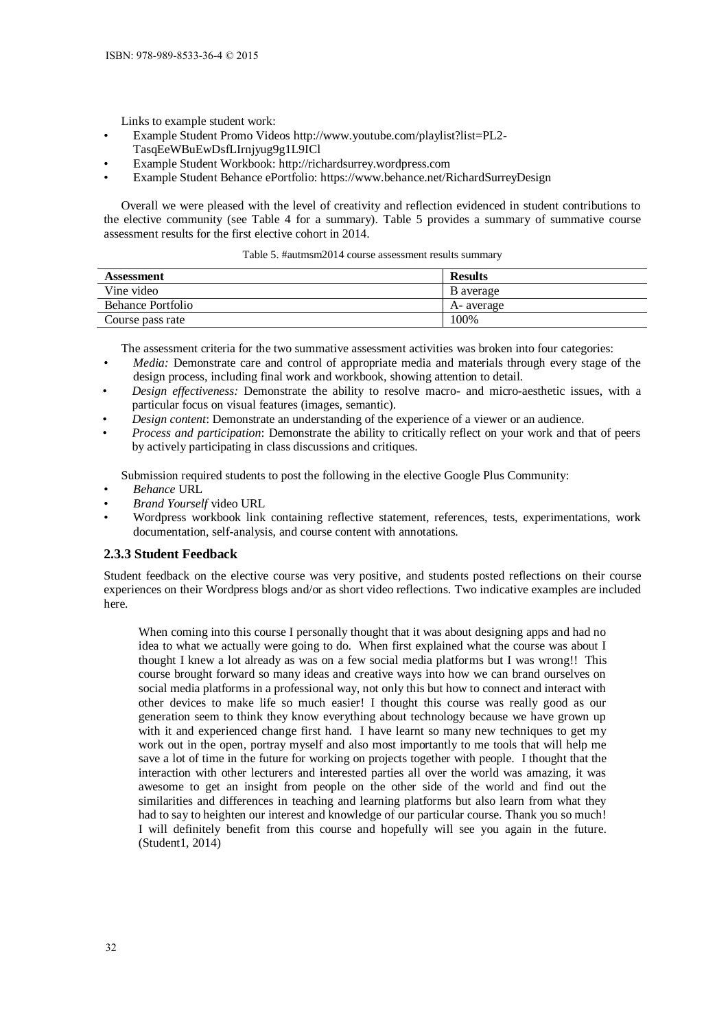Links to example student work:

- Example Student Promo Videos http://www.youtube.com/playlist?list=PL2-TasqEeWBuEwDsfLIrnjyug9g1L9ICl
- Example Student Workbook: http://richardsurrey.wordpress.com
- Example Student Behance ePortfolio: https://www.behance.net/RichardSurreyDesign

Overall we were pleased with the level of creativity and reflection evidenced in student contributions to the elective community (see Table 4 for a summary). Table 5 provides a summary of summative course assessment results for the first elective cohort in 2014.

Table 5. #autmsm2014 course assessment results summary

| Assessment | Results |
|---|---|
| Vine video | B average |
| Behance Portfolio | A- average |
| Course pass rate | 100% |

The assessment criteria for the two summative assessment activities was broken into four categories:

- *Media:* Demonstrate care and control of appropriate media and materials through every stage of the design process, including final work and workbook, showing attention to detail.
- *Design effectiveness:* Demonstrate the ability to resolve macro- and micro-aesthetic issues, with a particular focus on visual features (images, semantic).
- *Design content*: Demonstrate an understanding of the experience of a viewer or an audience.
- *Process and participation*: Demonstrate the ability to critically reflect on your work and that of peers by actively participating in class discussions and critiques.

Submission required students to post the following in the elective Google Plus Community:

- *Behance* URL
- *Brand Yourself* video URL
- Wordpress workbook link containing reflective statement, references, tests, experimentations, work documentation, self-analysis, and course content with annotations.

### 2.3.3 Student Feedback

Student feedback on the elective course was very positive, and students posted reflections on their course experiences on their Wordpress blogs and/or as short video reflections. Two indicative examples are included here.

> When coming into this course I personally thought that it was about designing apps and had no idea to what we actually were going to do. When first explained what the course was about I thought I knew a lot already as was on a few social media platforms but I was wrong!! This course brought forward so many ideas and creative ways into how we can brand ourselves on social media platforms in a professional way, not only this but how to connect and interact with other devices to make life so much easier! I thought this course was really good as our generation seem to think they know everything about technology because we have grown up with it and experienced change first hand. I have learnt so many new techniques to get my work out in the open, portray myself and also most importantly to me tools that will help me save a lot of time in the future for working on projects together with people. I thought that the interaction with other lecturers and interested parties all over the world was amazing, it was awesome to get an insight from people on the other side of the world and find out the similarities and differences in teaching and learning platforms but also learn from what they had to say to heighten our interest and knowledge of our particular course. Thank you so much! I will definitely benefit from this course and hopefully will see you again in the future. (Student1, 2014)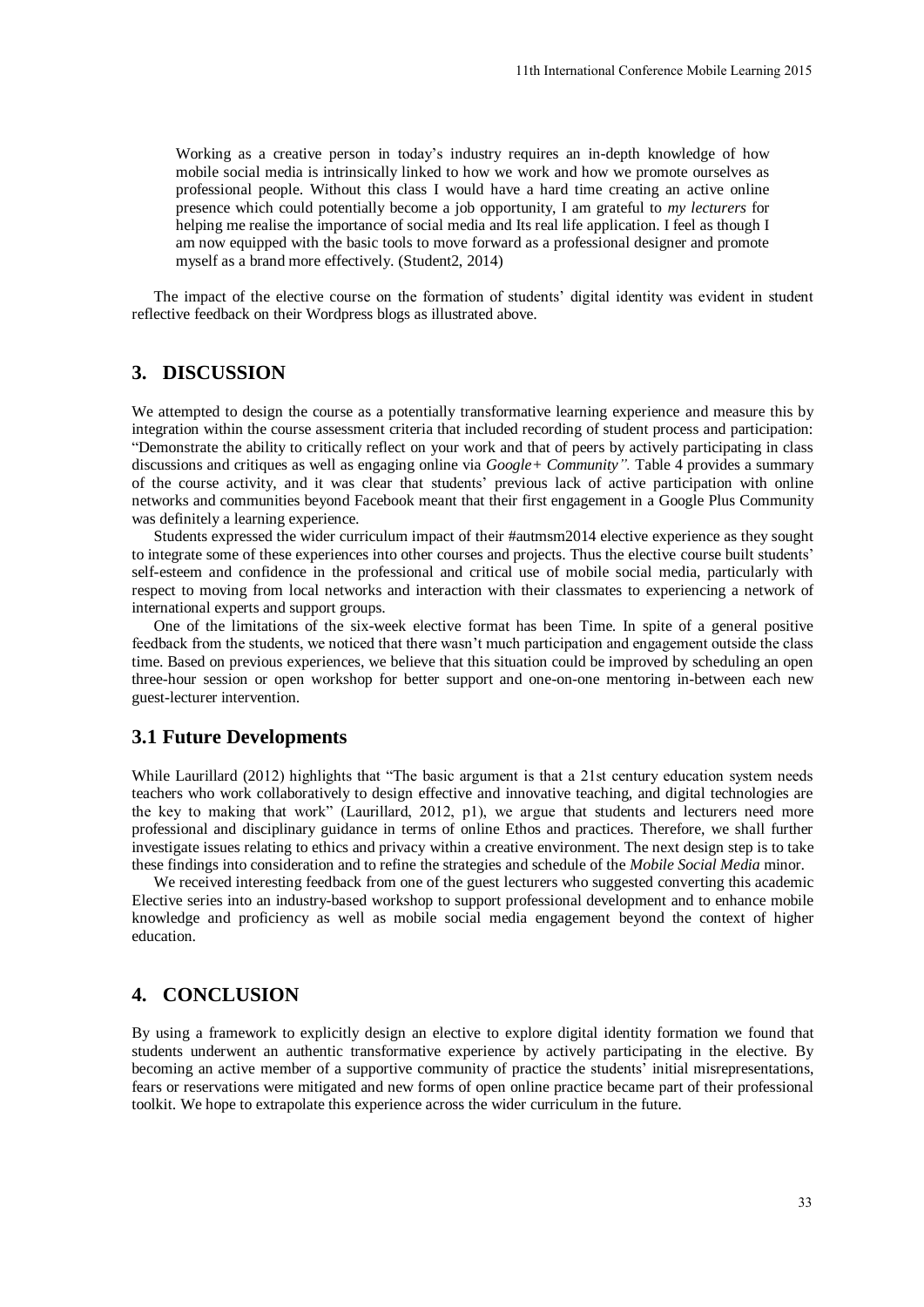> Working as a creative person in today's industry requires an in-depth knowledge of how mobile social media is intrinsically linked to how we work and how we promote ourselves as professional people. Without this class I would have a hard time creating an active online presence which could potentially become a job opportunity, I am grateful to *my lecturers* for helping me realise the importance of social media and Its real life application. I feel as though I am now equipped with the basic tools to move forward as a professional designer and promote myself as a brand more effectively. (Student2, 2014)

The impact of the elective course on the formation of students' digital identity was evident in student reflective feedback on their Wordpress blogs as illustrated above.

## 3. DISCUSSION

We attempted to design the course as a potentially transformative learning experience and measure this by integration within the course assessment criteria that included recording of student process and participation: "Demonstrate the ability to critically reflect on your work and that of peers by actively participating in class discussions and critiques as well as engaging online via *Google+ Community".* Table 4 provides a summary of the course activity, and it was clear that students' previous lack of active participation with online networks and communities beyond Facebook meant that their first engagement in a Google Plus Community was definitely a learning experience.

Students expressed the wider curriculum impact of their #autmsm2014 elective experience as they sought to integrate some of these experiences into other courses and projects. Thus the elective course built students' self-esteem and confidence in the professional and critical use of mobile social media, particularly with respect to moving from local networks and interaction with their classmates to experiencing a network of international experts and support groups.

One of the limitations of the six-week elective format has been Time. In spite of a general positive feedback from the students, we noticed that there wasn't much participation and engagement outside the class time. Based on previous experiences, we believe that this situation could be improved by scheduling an open three-hour session or open workshop for better support and one-on-one mentoring in-between each new guest-lecturer intervention.

### 3.1 Future Developments

While Laurillard (2012) highlights that "The basic argument is that a 21st century education system needs teachers who work collaboratively to design effective and innovative teaching, and digital technologies are the key to making that work" (Laurillard, 2012, p1), we argue that students and lecturers need more professional and disciplinary guidance in terms of online Ethos and practices. Therefore, we shall further investigate issues relating to ethics and privacy within a creative environment. The next design step is to take these findings into consideration and to refine the strategies and schedule of the *Mobile Social Media* minor.

We received interesting feedback from one of the guest lecturers who suggested converting this academic Elective series into an industry-based workshop to support professional development and to enhance mobile knowledge and proficiency as well as mobile social media engagement beyond the context of higher education.

## 4. CONCLUSION

By using a framework to explicitly design an elective to explore digital identity formation we found that students underwent an authentic transformative experience by actively participating in the elective. By becoming an active member of a supportive community of practice the students' initial misrepresentations, fears or reservations were mitigated and new forms of open online practice became part of their professional toolkit. We hope to extrapolate this experience across the wider curriculum in the future.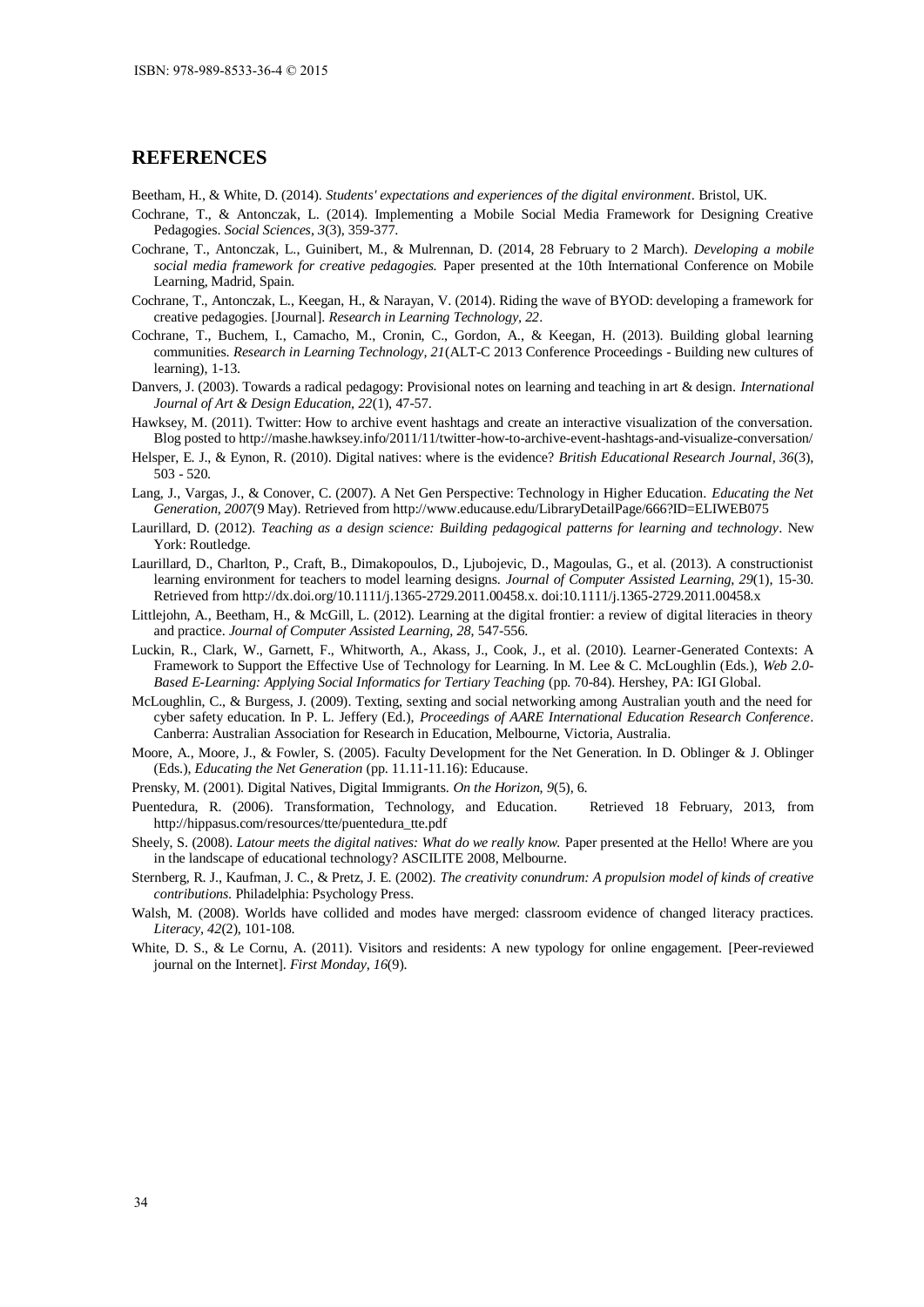## REFERENCES

Beetham, H., & White, D. (2014). *Students' expectations and experiences of the digital environment*. Bristol, UK.

Cochrane, T., & Antonczak, L. (2014). Implementing a Mobile Social Media Framework for Designing Creative Pedagogies. *Social Sciences, 3*(3), 359-377.

Cochrane, T., Antonczak, L., Guinibert, M., & Mulrennan, D. (2014, 28 February to 2 March). *Developing a mobile social media framework for creative pedagogies.* Paper presented at the 10th International Conference on Mobile Learning, Madrid, Spain.

Cochrane, T., Antonczak, L., Keegan, H., & Narayan, V. (2014). Riding the wave of BYOD: developing a framework for creative pedagogies. [Journal]. *Research in Learning Technology, 22*.

Cochrane, T., Buchem, I., Camacho, M., Cronin, C., Gordon, A., & Keegan, H. (2013). Building global learning communities. *Research in Learning Technology, 21*(ALT-C 2013 Conference Proceedings - Building new cultures of learning), 1-13.

Danvers, J. (2003). Towards a radical pedagogy: Provisional notes on learning and teaching in art & design. *International Journal of Art & Design Education, 22*(1), 47-57.

Hawksey, M. (2011). Twitter: How to archive event hashtags and create an interactive visualization of the conversation. Blog posted to http://mashe.hawksey.info/2011/11/twitter-how-to-archive-event-hashtags-and-visualize-conversation/

Helsper, E. J., & Eynon, R. (2010). Digital natives: where is the evidence? *British Educational Research Journal, 36*(3), 503 - 520.

Lang, J., Vargas, J., & Conover, C. (2007). A Net Gen Perspective: Technology in Higher Education. *Educating the Net Generation, 2007*(9 May). Retrieved from http://www.educause.edu/LibraryDetailPage/666?ID=ELIWEB075

Laurillard, D. (2012). *Teaching as a design science: Building pedagogical patterns for learning and technology*. New York: Routledge.

Laurillard, D., Charlton, P., Craft, B., Dimakopoulos, D., Ljubojevic, D., Magoulas, G., et al. (2013). A constructionist learning environment for teachers to model learning designs. *Journal of Computer Assisted Learning, 29*(1), 15-30. Retrieved from http://dx.doi.org/10.1111/j.1365-2729.2011.00458.x. doi:10.1111/j.1365-2729.2011.00458.x

Littlejohn, A., Beetham, H., & McGill, L. (2012). Learning at the digital frontier: a review of digital literacies in theory and practice. *Journal of Computer Assisted Learning, 28*, 547-556.

Luckin, R., Clark, W., Garnett, F., Whitworth, A., Akass, J., Cook, J., et al. (2010). Learner-Generated Contexts: A Framework to Support the Effective Use of Technology for Learning. In M. Lee & C. McLoughlin (Eds.), *Web 2.0-Based E-Learning: Applying Social Informatics for Tertiary Teaching* (pp. 70-84). Hershey, PA: IGI Global.

McLoughlin, C., & Burgess, J. (2009). Texting, sexting and social networking among Australian youth and the need for cyber safety education. In P. L. Jeffery (Ed.), *Proceedings of AARE International Education Research Conference*. Canberra: Australian Association for Research in Education, Melbourne, Victoria, Australia.

Moore, A., Moore, J., & Fowler, S. (2005). Faculty Development for the Net Generation. In D. Oblinger & J. Oblinger (Eds.), *Educating the Net Generation* (pp. 11.11-11.16): Educause.

Prensky, M. (2001). Digital Natives, Digital Immigrants. *On the Horizon, 9*(5), 6.

Puentedura, R. (2006). Transformation, Technology, and Education. Retrieved 18 February, 2013, from http://hippasus.com/resources/tte/puentedura_tte.pdf

Sheely, S. (2008). *Latour meets the digital natives: What do we really know.* Paper presented at the Hello! Where are you in the landscape of educational technology? ASCILITE 2008, Melbourne.

Sternberg, R. J., Kaufman, J. C., & Pretz, J. E. (2002). *The creativity conundrum: A propulsion model of kinds of creative contributions*. Philadelphia: Psychology Press.

Walsh, M. (2008). Worlds have collided and modes have merged: classroom evidence of changed literacy practices. *Literacy, 42*(2), 101-108.

White, D. S., & Le Cornu, A. (2011). Visitors and residents: A new typology for online engagement. [Peer-reviewed journal on the Internet]. *First Monday, 16*(9).